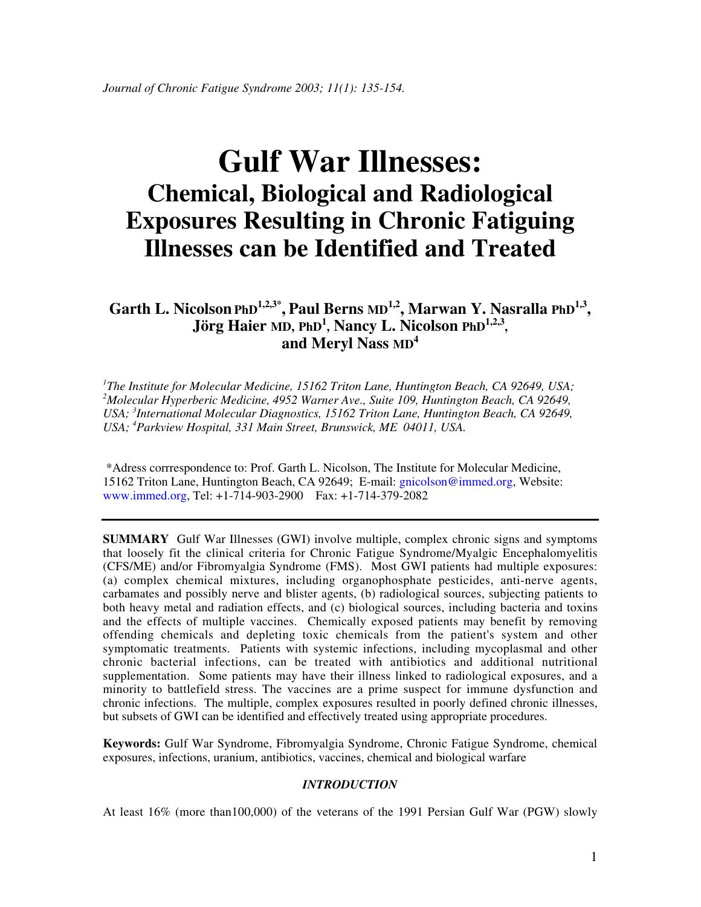*Journal of Chronic Fatigue Syndrome 2003; 11(1): 135-154.*

# Gulf War Illnesses:
## Chemical, Biological and Radiological Exposures Resulting in Chronic Fatiguing Illnesses can be Identified and Treated

**Garth L. Nicolson PhD[1,2,3*], Paul Berns MD[1,2], Marwan Y. Nasralla PhD[1,3], Jörg Haier MD, PhD[1], Nancy L. Nicolson PhD[1,2,3], and Meryl Nass MD[4]**

*[1]The Institute for Molecular Medicine, 15162 Triton Lane, Huntington Beach, CA 92649, USA; [2]Molecular Hyperberic Medicine, 4952 Warner Ave., Suite 109, Huntington Beach, CA 92649, USA; [3]International Molecular Diagnostics, 15162 Triton Lane, Huntington Beach, CA 92649, USA; [4]Parkview Hospital, 331 Main Street, Brunswick, ME 04011, USA.*

*Adress corrrespondence to: Prof. Garth L. Nicolson, The Institute for Molecular Medicine, 15162 Triton Lane, Huntington Beach, CA 92649; E-mail: gnicolson@immed.org, Website: www.immed.org, Tel: +1-714-903-2900 Fax: +1-714-379-2082

---

**SUMMARY** Gulf War Illnesses (GWI) involve multiple, complex chronic signs and symptoms that loosely fit the clinical criteria for Chronic Fatigue Syndrome/Myalgic Encephalomyelitis (CFS/ME) and/or Fibromyalgia Syndrome (FMS). Most GWI patients had multiple exposures: (a) complex chemical mixtures, including organophosphate pesticides, anti-nerve agents, carbamates and possibly nerve and blister agents, (b) radiological sources, subjecting patients to both heavy metal and radiation effects, and (c) biological sources, including bacteria and toxins and the effects of multiple vaccines. Chemically exposed patients may benefit by removing offending chemicals and depleting toxic chemicals from the patient's system and other symptomatic treatments. Patients with systemic infections, including mycoplasmal and other chronic bacterial infections, can be treated with antibiotics and additional nutritional supplementation. Some patients may have their illness linked to radiological exposures, and a minority to battlefield stress. The vaccines are a prime suspect for immune dysfunction and chronic infections. The multiple, complex exposures resulted in poorly defined chronic illnesses, but subsets of GWI can be identified and effectively treated using appropriate procedures.

**Keywords:** Gulf War Syndrome, Fibromyalgia Syndrome, Chronic Fatigue Syndrome, chemical exposures, infections, uranium, antibiotics, vaccines, chemical and biological warfare

### *INTRODUCTION*

At least 16% (more than100,000) of the veterans of the 1991 Persian Gulf War (PGW) slowly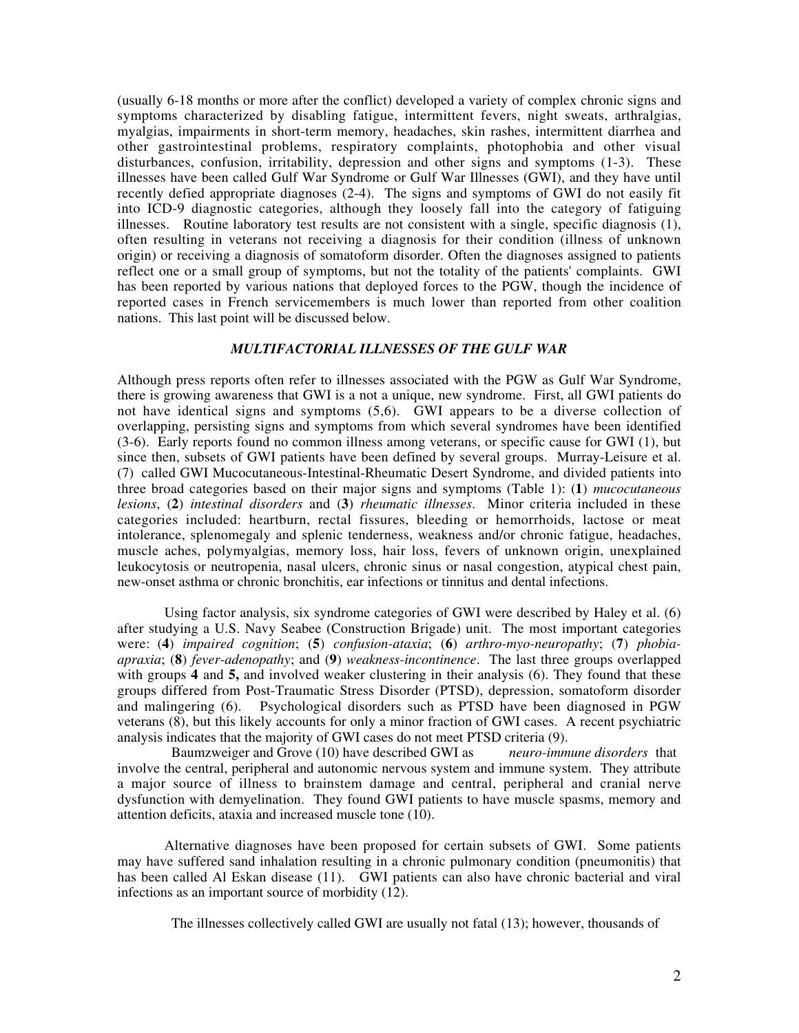(usually 6-18 months or more after the conflict) developed a variety of complex chronic signs and symptoms characterized by disabling fatigue, intermittent fevers, night sweats, arthralgias, myalgias, impairments in short-term memory, headaches, skin rashes, intermittent diarrhea and other gastrointestinal problems, respiratory complaints, photophobia and other visual disturbances, confusion, irritability, depression and other signs and symptoms (1-3). These illnesses have been called Gulf War Syndrome or Gulf War Illnesses (GWI), and they have until recently defied appropriate diagnoses (2-4). The signs and symptoms of GWI do not easily fit into ICD-9 diagnostic categories, although they loosely fall into the category of fatiguing illnesses. Routine laboratory test results are not consistent with a single, specific diagnosis (1), often resulting in veterans not receiving a diagnosis for their condition (illness of unknown origin) or receiving a diagnosis of somatoform disorder. Often the diagnoses assigned to patients reflect one or a small group of symptoms, but not the totality of the patients' complaints. GWI has been reported by various nations that deployed forces to the PGW, though the incidence of reported cases in French servicemembers is much lower than reported from other coalition nations. This last point will be discussed below.

### *MULTIFACTORIAL ILLNESSES OF THE GULF WAR*

Although press reports often refer to illnesses associated with the PGW as Gulf War Syndrome, there is growing awareness that GWI is a not a unique, new syndrome. First, all GWI patients do not have identical signs and symptoms (5,6). GWI appears to be a diverse collection of overlapping, persisting signs and symptoms from which several syndromes have been identified (3-6). Early reports found no common illness among veterans, or specific cause for GWI (1), but since then, subsets of GWI patients have been defined by several groups. Murray-Leisure et al. (7) called GWI Mucocutaneous-Intestinal-Rheumatic Desert Syndrome, and divided patients into three broad categories based on their major signs and symptoms (Table 1): (**1**) *mucocutaneous lesions*, (**2**) *intestinal disorders* and (**3**) *rheumatic illnesses*. Minor criteria included in these categories included: heartburn, rectal fissures, bleeding or hemorrhoids, lactose or meat intolerance, splenomegaly and splenic tenderness, weakness and/or chronic fatigue, headaches, muscle aches, polymyalgias, memory loss, hair loss, fevers of unknown origin, unexplained leukocytosis or neutropenia, nasal ulcers, chronic sinus or nasal congestion, atypical chest pain, new-onset asthma or chronic bronchitis, ear infections or tinnitus and dental infections.

Using factor analysis, six syndrome categories of GWI were described by Haley et al. (6) after studying a U.S. Navy Seabee (Construction Brigade) unit. The most important categories were: (**4**) *impaired cognition*; (**5**) *confusion-ataxia*; (**6**) *arthro-myo-neuropathy*; (**7**) *phobia-apraxia*; (**8**) *fever-adenopathy*; and (**9**) *weakness-incontinence*. The last three groups overlapped with groups **4** and **5,** and involved weaker clustering in their analysis (6). They found that these groups differed from Post-Traumatic Stress Disorder (PTSD), depression, somatoform disorder and malingering (6). Psychological disorders such as PTSD have been diagnosed in PGW veterans (8), but this likely accounts for only a minor fraction of GWI cases. A recent psychiatric analysis indicates that the majority of GWI cases do not meet PTSD criteria (9).

Baumzweiger and Grove (10) have described GWI as *neuro-immune disorders* that involve the central, peripheral and autonomic nervous system and immune system. They attribute a major source of illness to brainstem damage and central, peripheral and cranial nerve dysfunction with demyelination. They found GWI patients to have muscle spasms, memory and attention deficits, ataxia and increased muscle tone (10).

Alternative diagnoses have been proposed for certain subsets of GWI. Some patients may have suffered sand inhalation resulting in a chronic pulmonary condition (pneumonitis) that has been called Al Eskan disease (11). GWI patients can also have chronic bacterial and viral infections as an important source of morbidity (12).

The illnesses collectively called GWI are usually not fatal (13); however, thousands of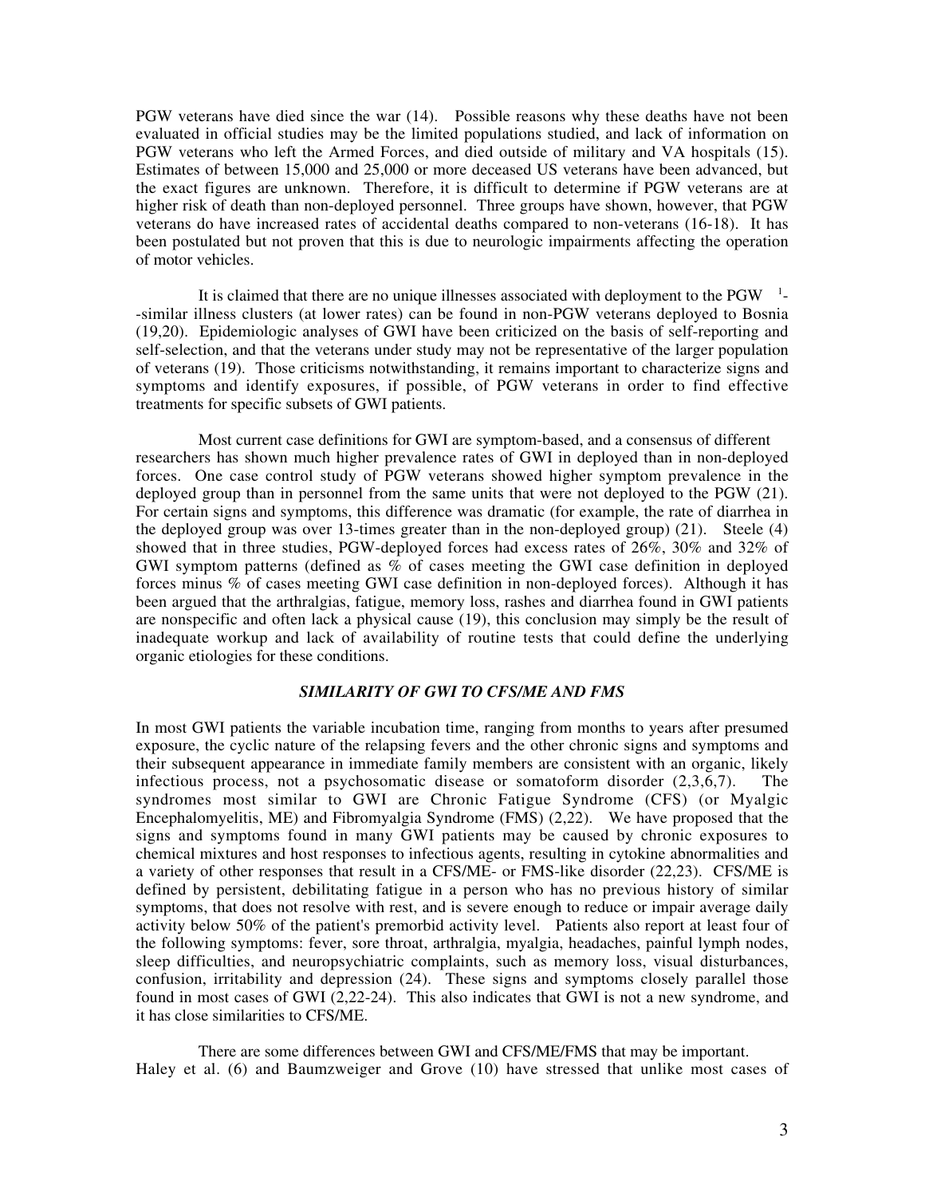PGW veterans have died since the war (14). Possible reasons why these deaths have not been evaluated in official studies may be the limited populations studied, and lack of information on PGW veterans who left the Armed Forces, and died outside of military and VA hospitals (15). Estimates of between 15,000 and 25,000 or more deceased US veterans have been advanced, but the exact figures are unknown. Therefore, it is difficult to determine if PGW veterans are at higher risk of death than non-deployed personnel. Three groups have shown, however, that PGW veterans do have increased rates of accidental deaths compared to non-veterans (16-18). It has been postulated but not proven that this is due to neurologic impairments affecting the operation of motor vehicles.

It is claimed that there are no unique illnesses associated with deployment to the PGW [1]--similar illness clusters (at lower rates) can be found in non-PGW veterans deployed to Bosnia (19,20). Epidemiologic analyses of GWI have been criticized on the basis of self-reporting and self-selection, and that the veterans under study may not be representative of the larger population of veterans (19). Those criticisms notwithstanding, it remains important to characterize signs and symptoms and identify exposures, if possible, of PGW veterans in order to find effective treatments for specific subsets of GWI patients.

Most current case definitions for GWI are symptom-based, and a consensus of different researchers has shown much higher prevalence rates of GWI in deployed than in non-deployed forces. One case control study of PGW veterans showed higher symptom prevalence in the deployed group than in personnel from the same units that were not deployed to the PGW (21). For certain signs and symptoms, this difference was dramatic (for example, the rate of diarrhea in the deployed group was over 13-times greater than in the non-deployed group) (21). Steele (4) showed that in three studies, PGW-deployed forces had excess rates of 26%, 30% and 32% of GWI symptom patterns (defined as % of cases meeting the GWI case definition in deployed forces minus % of cases meeting GWI case definition in non-deployed forces). Although it has been argued that the arthralgias, fatigue, memory loss, rashes and diarrhea found in GWI patients are nonspecific and often lack a physical cause (19), this conclusion may simply be the result of inadequate workup and lack of availability of routine tests that could define the underlying organic etiologies for these conditions.

### *SIMILARITY OF GWI TO CFS/ME AND FMS*

In most GWI patients the variable incubation time, ranging from months to years after presumed exposure, the cyclic nature of the relapsing fevers and the other chronic signs and symptoms and their subsequent appearance in immediate family members are consistent with an organic, likely infectious process, not a psychosomatic disease or somatoform disorder (2,3,6,7). The syndromes most similar to GWI are Chronic Fatigue Syndrome (CFS) (or Myalgic Encephalomyelitis, ME) and Fibromyalgia Syndrome (FMS) (2,22). We have proposed that the signs and symptoms found in many GWI patients may be caused by chronic exposures to chemical mixtures and host responses to infectious agents, resulting in cytokine abnormalities and a variety of other responses that result in a CFS/ME- or FMS-like disorder (22,23). CFS/ME is defined by persistent, debilitating fatigue in a person who has no previous history of similar symptoms, that does not resolve with rest, and is severe enough to reduce or impair average daily activity below 50% of the patient's premorbid activity level. Patients also report at least four of the following symptoms: fever, sore throat, arthralgia, myalgia, headaches, painful lymph nodes, sleep difficulties, and neuropsychiatric complaints, such as memory loss, visual disturbances, confusion, irritability and depression (24). These signs and symptoms closely parallel those found in most cases of GWI (2,22-24). This also indicates that GWI is not a new syndrome, and it has close similarities to CFS/ME.

There are some differences between GWI and CFS/ME/FMS that may be important. Haley et al. (6) and Baumzweiger and Grove (10) have stressed that unlike most cases of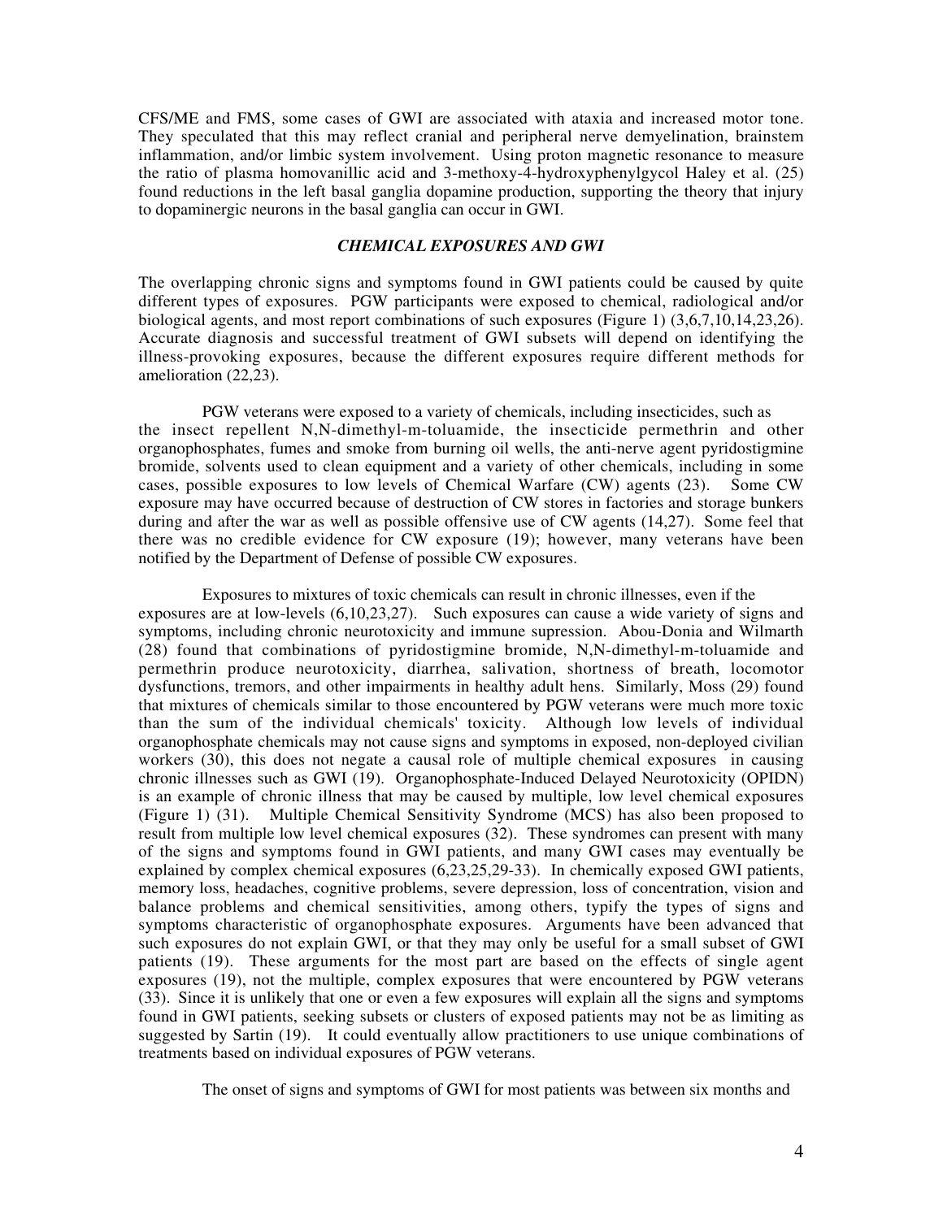CFS/ME and FMS, some cases of GWI are associated with ataxia and increased motor tone. They speculated that this may reflect cranial and peripheral nerve demyelination, brainstem inflammation, and/or limbic system involvement. Using proton magnetic resonance to measure the ratio of plasma homovanillic acid and 3-methoxy-4-hydroxyphenylgycol Haley et al. (25) found reductions in the left basal ganglia dopamine production, supporting the theory that injury to dopaminergic neurons in the basal ganglia can occur in GWI.

### *CHEMICAL EXPOSURES AND GWI*

The overlapping chronic signs and symptoms found in GWI patients could be caused by quite different types of exposures. PGW participants were exposed to chemical, radiological and/or biological agents, and most report combinations of such exposures (Figure 1) (3,6,7,10,14,23,26). Accurate diagnosis and successful treatment of GWI subsets will depend on identifying the illness-provoking exposures, because the different exposures require different methods for amelioration (22,23).

PGW veterans were exposed to a variety of chemicals, including insecticides, such as the insect repellent N,N-dimethyl-m-toluamide, the insecticide permethrin and other organophosphates, fumes and smoke from burning oil wells, the anti-nerve agent pyridostigmine bromide, solvents used to clean equipment and a variety of other chemicals, including in some cases, possible exposures to low levels of Chemical Warfare (CW) agents (23). Some CW exposure may have occurred because of destruction of CW stores in factories and storage bunkers during and after the war as well as possible offensive use of CW agents (14,27). Some feel that there was no credible evidence for CW exposure (19); however, many veterans have been notified by the Department of Defense of possible CW exposures.

Exposures to mixtures of toxic chemicals can result in chronic illnesses, even if the exposures are at low-levels (6,10,23,27). Such exposures can cause a wide variety of signs and symptoms, including chronic neurotoxicity and immune supression. Abou-Donia and Wilmarth (28) found that combinations of pyridostigmine bromide, N,N-dimethyl-m-toluamide and permethrin produce neurotoxicity, diarrhea, salivation, shortness of breath, locomotor dysfunctions, tremors, and other impairments in healthy adult hens. Similarly, Moss (29) found that mixtures of chemicals similar to those encountered by PGW veterans were much more toxic than the sum of the individual chemicals' toxicity. Although low levels of individual organophosphate chemicals may not cause signs and symptoms in exposed, non-deployed civilian workers (30), this does not negate a causal role of multiple chemical exposures in causing chronic illnesses such as GWI (19). Organophosphate-Induced Delayed Neurotoxicity (OPIDN) is an example of chronic illness that may be caused by multiple, low level chemical exposures (Figure 1) (31). Multiple Chemical Sensitivity Syndrome (MCS) has also been proposed to result from multiple low level chemical exposures (32). These syndromes can present with many of the signs and symptoms found in GWI patients, and many GWI cases may eventually be explained by complex chemical exposures (6,23,25,29-33). In chemically exposed GWI patients, memory loss, headaches, cognitive problems, severe depression, loss of concentration, vision and balance problems and chemical sensitivities, among others, typify the types of signs and symptoms characteristic of organophosphate exposures. Arguments have been advanced that such exposures do not explain GWI, or that they may only be useful for a small subset of GWI patients (19). These arguments for the most part are based on the effects of single agent exposures (19), not the multiple, complex exposures that were encountered by PGW veterans (33). Since it is unlikely that one or even a few exposures will explain all the signs and symptoms found in GWI patients, seeking subsets or clusters of exposed patients may not be as limiting as suggested by Sartin (19). It could eventually allow practitioners to use unique combinations of treatments based on individual exposures of PGW veterans.

The onset of signs and symptoms of GWI for most patients was between six months and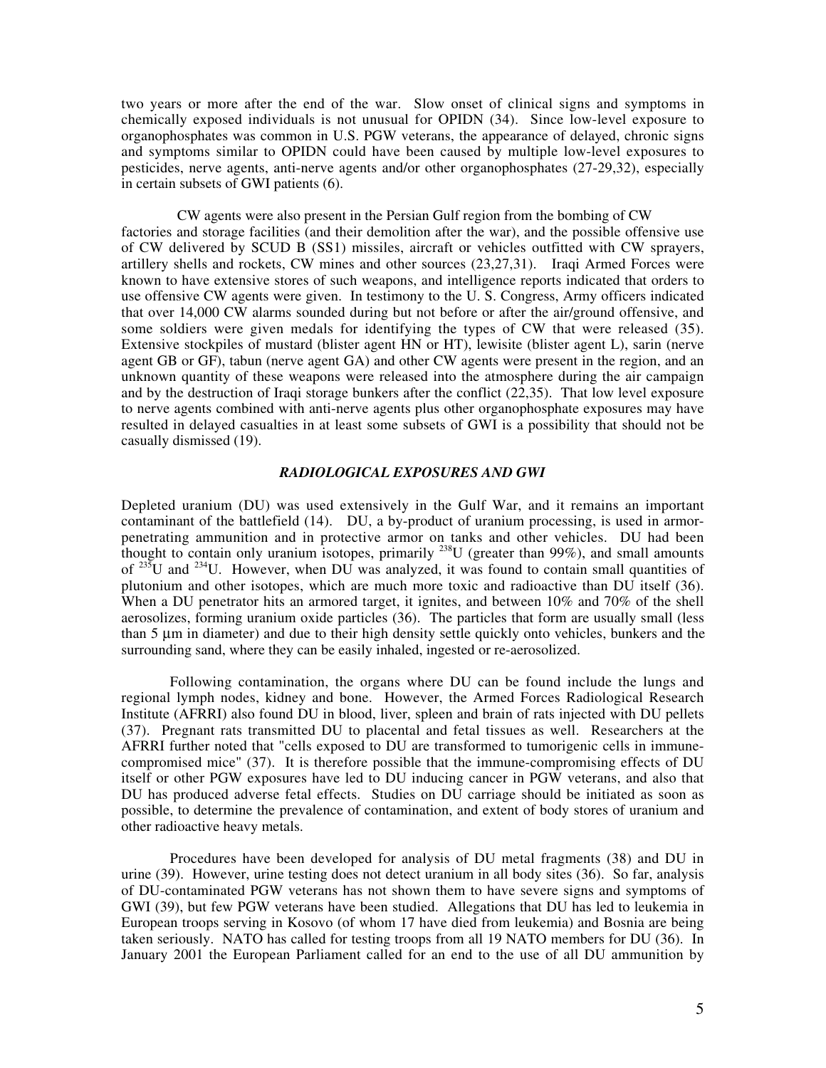two years or more after the end of the war. Slow onset of clinical signs and symptoms in chemically exposed individuals is not unusual for OPIDN (34). Since low-level exposure to organophosphates was common in U.S. PGW veterans, the appearance of delayed, chronic signs and symptoms similar to OPIDN could have been caused by multiple low-level exposures to pesticides, nerve agents, anti-nerve agents and/or other organophosphates (27-29,32), especially in certain subsets of GWI patients (6).

CW agents were also present in the Persian Gulf region from the bombing of CW factories and storage facilities (and their demolition after the war), and the possible offensive use of CW delivered by SCUD B (SS1) missiles, aircraft or vehicles outfitted with CW sprayers, artillery shells and rockets, CW mines and other sources (23,27,31). Iraqi Armed Forces were known to have extensive stores of such weapons, and intelligence reports indicated that orders to use offensive CW agents were given. In testimony to the U. S. Congress, Army officers indicated that over 14,000 CW alarms sounded during but not before or after the air/ground offensive, and some soldiers were given medals for identifying the types of CW that were released (35). Extensive stockpiles of mustard (blister agent HN or HT), lewisite (blister agent L), sarin (nerve agent GB or GF), tabun (nerve agent GA) and other CW agents were present in the region, and an unknown quantity of these weapons were released into the atmosphere during the air campaign and by the destruction of Iraqi storage bunkers after the conflict (22,35). That low level exposure to nerve agents combined with anti-nerve agents plus other organophosphate exposures may have resulted in delayed casualties in at least some subsets of GWI is a possibility that should not be casually dismissed (19).

### *RADIOLOGICAL EXPOSURES AND GWI*

Depleted uranium (DU) was used extensively in the Gulf War, and it remains an important contaminant of the battlefield (14). DU, a by-product of uranium processing, is used in armor-penetrating ammunition and in protective armor on tanks and other vehicles. DU had been thought to contain only uranium isotopes, primarily $^{238}U$ (greater than 99%), and small amounts of $^{235}U$ and $^{234}U$. However, when DU was analyzed, it was found to contain small quantities of plutonium and other isotopes, which are much more toxic and radioactive than DU itself (36). When a DU penetrator hits an armored target, it ignites, and between 10% and 70% of the shell aerosolizes, forming uranium oxide particles (36). The particles that form are usually small (less than 5 µm in diameter) and due to their high density settle quickly onto vehicles, bunkers and the surrounding sand, where they can be easily inhaled, ingested or re-aerosolized.

Following contamination, the organs where DU can be found include the lungs and regional lymph nodes, kidney and bone. However, the Armed Forces Radiological Research Institute (AFRRI) also found DU in blood, liver, spleen and brain of rats injected with DU pellets (37). Pregnant rats transmitted DU to placental and fetal tissues as well. Researchers at the AFRRI further noted that "cells exposed to DU are transformed to tumorigenic cells in immune-compromised mice" (37). It is therefore possible that the immune-compromising effects of DU itself or other PGW exposures have led to DU inducing cancer in PGW veterans, and also that DU has produced adverse fetal effects. Studies on DU carriage should be initiated as soon as possible, to determine the prevalence of contamination, and extent of body stores of uranium and other radioactive heavy metals.

Procedures have been developed for analysis of DU metal fragments (38) and DU in urine (39). However, urine testing does not detect uranium in all body sites (36). So far, analysis of DU-contaminated PGW veterans has not shown them to have severe signs and symptoms of GWI (39), but few PGW veterans have been studied. Allegations that DU has led to leukemia in European troops serving in Kosovo (of whom 17 have died from leukemia) and Bosnia are being taken seriously. NATO has called for testing troops from all 19 NATO members for DU (36). In January 2001 the European Parliament called for an end to the use of all DU ammunition by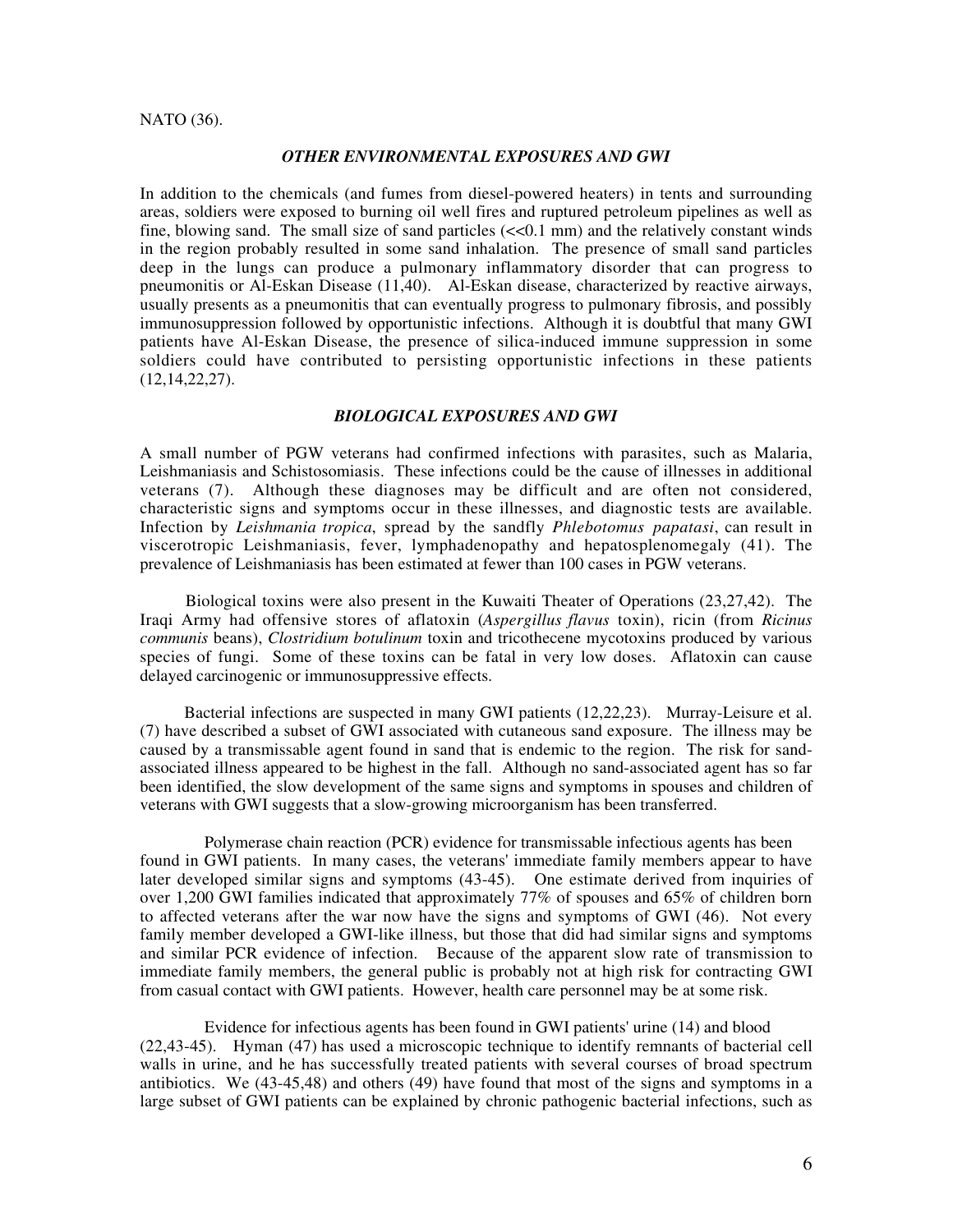NATO (36).

### *OTHER ENVIRONMENTAL EXPOSURES AND GWI*

In addition to the chemicals (and fumes from diesel-powered heaters) in tents and surrounding areas, soldiers were exposed to burning oil well fires and ruptured petroleum pipelines as well as fine, blowing sand. The small size of sand particles (<<0.1 mm) and the relatively constant winds in the region probably resulted in some sand inhalation. The presence of small sand particles deep in the lungs can produce a pulmonary inflammatory disorder that can progress to pneumonitis or Al-Eskan Disease (11,40). Al-Eskan disease, characterized by reactive airways, usually presents as a pneumonitis that can eventually progress to pulmonary fibrosis, and possibly immunosuppression followed by opportunistic infections. Although it is doubtful that many GWI patients have Al-Eskan Disease, the presence of silica-induced immune suppression in some soldiers could have contributed to persisting opportunistic infections in these patients (12,14,22,27).

### *BIOLOGICAL EXPOSURES AND GWI*

A small number of PGW veterans had confirmed infections with parasites, such as Malaria, Leishmaniasis and Schistosomiasis. These infections could be the cause of illnesses in additional veterans (7). Although these diagnoses may be difficult and are often not considered, characteristic signs and symptoms occur in these illnesses, and diagnostic tests are available. Infection by *Leishmania tropica*, spread by the sandfly *Phlebotomus papatasi*, can result in viscerotropic Leishmaniasis, fever, lymphadenopathy and hepatosplenomegaly (41). The prevalence of Leishmaniasis has been estimated at fewer than 100 cases in PGW veterans.

Biological toxins were also present in the Kuwaiti Theater of Operations (23,27,42). The Iraqi Army had offensive stores of aflatoxin (*Aspergillus flavus* toxin), ricin (from *Ricinus communis* beans), *Clostridium botulinum* toxin and tricothecene mycotoxins produced by various species of fungi. Some of these toxins can be fatal in very low doses. Aflatoxin can cause delayed carcinogenic or immunosuppressive effects.

Bacterial infections are suspected in many GWI patients (12,22,23). Murray-Leisure et al. (7) have described a subset of GWI associated with cutaneous sand exposure. The illness may be caused by a transmissable agent found in sand that is endemic to the region. The risk for sand-associated illness appeared to be highest in the fall. Although no sand-associated agent has so far been identified, the slow development of the same signs and symptoms in spouses and children of veterans with GWI suggests that a slow-growing microorganism has been transferred.

Polymerase chain reaction (PCR) evidence for transmissable infectious agents has been found in GWI patients. In many cases, the veterans' immediate family members appear to have later developed similar signs and symptoms (43-45). One estimate derived from inquiries of over 1,200 GWI families indicated that approximately 77% of spouses and 65% of children born to affected veterans after the war now have the signs and symptoms of GWI (46). Not every family member developed a GWI-like illness, but those that did had similar signs and symptoms and similar PCR evidence of infection. Because of the apparent slow rate of transmission to immediate family members, the general public is probably not at high risk for contracting GWI from casual contact with GWI patients. However, health care personnel may be at some risk.

Evidence for infectious agents has been found in GWI patients' urine (14) and blood (22,43-45). Hyman (47) has used a microscopic technique to identify remnants of bacterial cell walls in urine, and he has successfully treated patients with several courses of broad spectrum antibiotics. We (43-45,48) and others (49) have found that most of the signs and symptoms in a large subset of GWI patients can be explained by chronic pathogenic bacterial infections, such as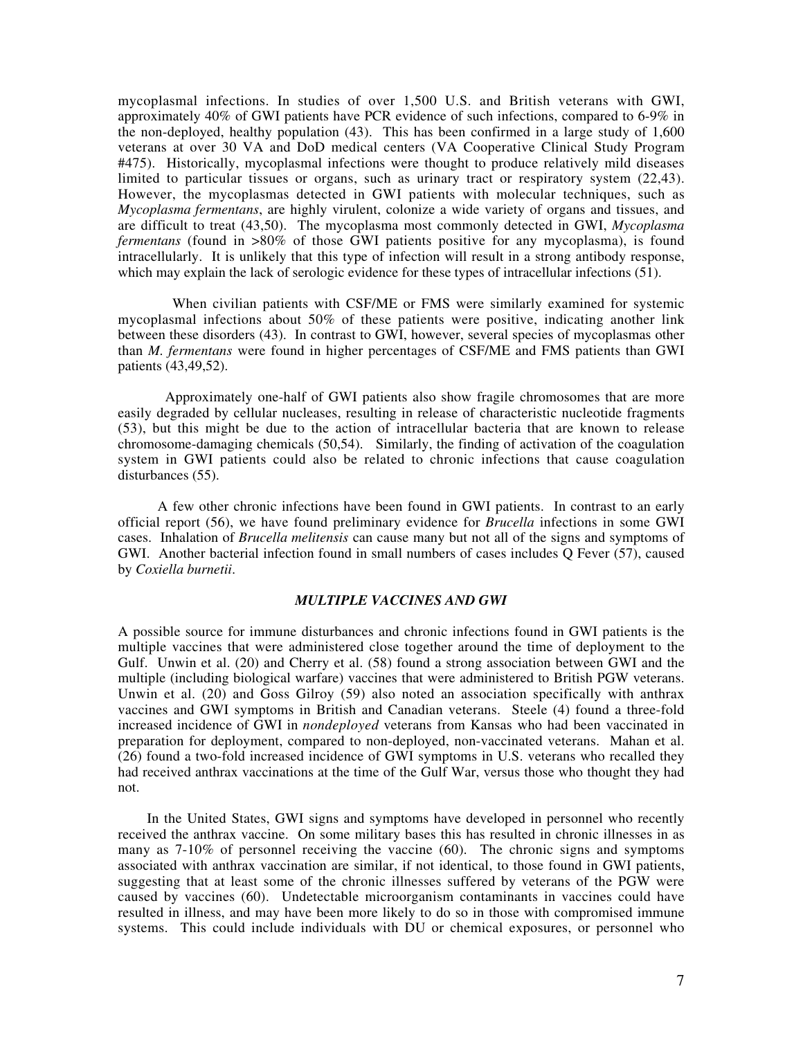mycoplasmal infections. In studies of over 1,500 U.S. and British veterans with GWI, approximately 40% of GWI patients have PCR evidence of such infections, compared to 6-9% in the non-deployed, healthy population (43). This has been confirmed in a large study of 1,600 veterans at over 30 VA and DoD medical centers (VA Cooperative Clinical Study Program #475). Historically, mycoplasmal infections were thought to produce relatively mild diseases limited to particular tissues or organs, such as urinary tract or respiratory system (22,43). However, the mycoplasmas detected in GWI patients with molecular techniques, such as *Mycoplasma fermentans*, are highly virulent, colonize a wide variety of organs and tissues, and are difficult to treat (43,50). The mycoplasma most commonly detected in GWI, *Mycoplasma fermentans* (found in >80% of those GWI patients positive for any mycoplasma), is found intracellularly. It is unlikely that this type of infection will result in a strong antibody response, which may explain the lack of serologic evidence for these types of intracellular infections (51).

When civilian patients with CSF/ME or FMS were similarly examined for systemic mycoplasmal infections about 50% of these patients were positive, indicating another link between these disorders (43). In contrast to GWI, however, several species of mycoplasmas other than *M. fermentans* were found in higher percentages of CSF/ME and FMS patients than GWI patients (43,49,52).

Approximately one-half of GWI patients also show fragile chromosomes that are more easily degraded by cellular nucleases, resulting in release of characteristic nucleotide fragments (53), but this might be due to the action of intracellular bacteria that are known to release chromosome-damaging chemicals (50,54). Similarly, the finding of activation of the coagulation system in GWI patients could also be related to chronic infections that cause coagulation disturbances (55).

A few other chronic infections have been found in GWI patients. In contrast to an early official report (56), we have found preliminary evidence for *Brucella* infections in some GWI cases. Inhalation of *Brucella melitensis* can cause many but not all of the signs and symptoms of GWI. Another bacterial infection found in small numbers of cases includes Q Fever (57), caused by *Coxiella burnetii*.

### *MULTIPLE VACCINES AND GWI*

A possible source for immune disturbances and chronic infections found in GWI patients is the multiple vaccines that were administered close together around the time of deployment to the Gulf. Unwin et al. (20) and Cherry et al. (58) found a strong association between GWI and the multiple (including biological warfare) vaccines that were administered to British PGW veterans. Unwin et al. (20) and Goss Gilroy (59) also noted an association specifically with anthrax vaccines and GWI symptoms in British and Canadian veterans. Steele (4) found a three-fold increased incidence of GWI in *nondeployed* veterans from Kansas who had been vaccinated in preparation for deployment, compared to non-deployed, non-vaccinated veterans. Mahan et al. (26) found a two-fold increased incidence of GWI symptoms in U.S. veterans who recalled they had received anthrax vaccinations at the time of the Gulf War, versus those who thought they had not.

In the United States, GWI signs and symptoms have developed in personnel who recently received the anthrax vaccine. On some military bases this has resulted in chronic illnesses in as many as 7-10% of personnel receiving the vaccine (60). The chronic signs and symptoms associated with anthrax vaccination are similar, if not identical, to those found in GWI patients, suggesting that at least some of the chronic illnesses suffered by veterans of the PGW were caused by vaccines (60). Undetectable microorganism contaminants in vaccines could have resulted in illness, and may have been more likely to do so in those with compromised immune systems. This could include individuals with DU or chemical exposures, or personnel who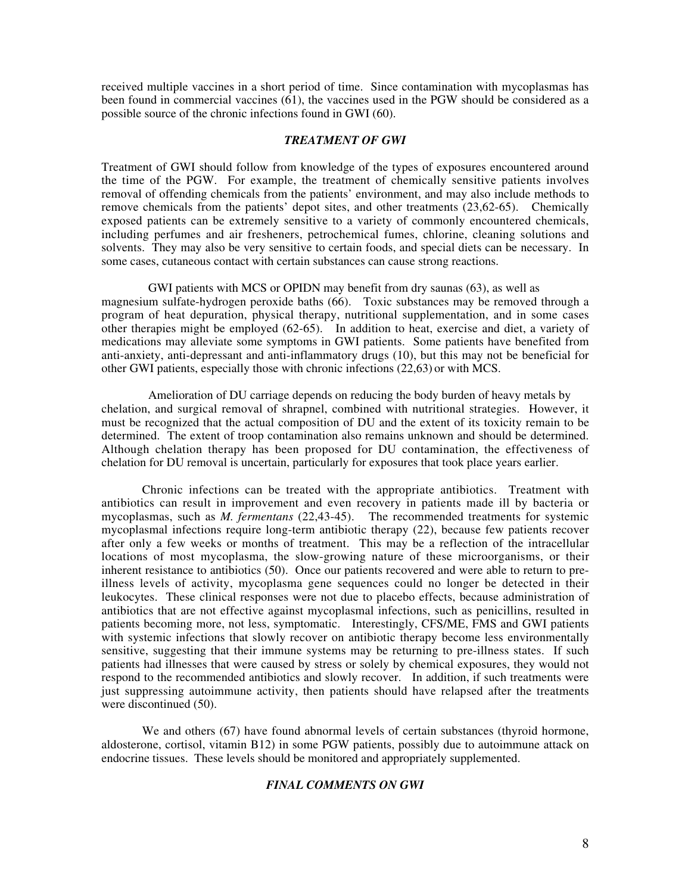received multiple vaccines in a short period of time. Since contamination with mycoplasmas has been found in commercial vaccines (61), the vaccines used in the PGW should be considered as a possible source of the chronic infections found in GWI (60).

### *TREATMENT OF GWI*

Treatment of GWI should follow from knowledge of the types of exposures encountered around the time of the PGW. For example, the treatment of chemically sensitive patients involves removal of offending chemicals from the patients' environment, and may also include methods to remove chemicals from the patients' depot sites, and other treatments (23,62-65). Chemically exposed patients can be extremely sensitive to a variety of commonly encountered chemicals, including perfumes and air fresheners, petrochemical fumes, chlorine, cleaning solutions and solvents. They may also be very sensitive to certain foods, and special diets can be necessary. In some cases, cutaneous contact with certain substances can cause strong reactions.

GWI patients with MCS or OPIDN may benefit from dry saunas (63), as well as magnesium sulfate-hydrogen peroxide baths (66). Toxic substances may be removed through a program of heat depuration, physical therapy, nutritional supplementation, and in some cases other therapies might be employed (62-65). In addition to heat, exercise and diet, a variety of medications may alleviate some symptoms in GWI patients. Some patients have benefited from anti-anxiety, anti-depressant and anti-inflammatory drugs (10), but this may not be beneficial for other GWI patients, especially those with chronic infections (22,63) or with MCS.

Amelioration of DU carriage depends on reducing the body burden of heavy metals by chelation, and surgical removal of shrapnel, combined with nutritional strategies. However, it must be recognized that the actual composition of DU and the extent of its toxicity remain to be determined. The extent of troop contamination also remains unknown and should be determined. Although chelation therapy has been proposed for DU contamination, the effectiveness of chelation for DU removal is uncertain, particularly for exposures that took place years earlier.

Chronic infections can be treated with the appropriate antibiotics. Treatment with antibiotics can result in improvement and even recovery in patients made ill by bacteria or mycoplasmas, such as *M. fermentans* (22,43-45). The recommended treatments for systemic mycoplasmal infections require long-term antibiotic therapy (22), because few patients recover after only a few weeks or months of treatment. This may be a reflection of the intracellular locations of most mycoplasma, the slow-growing nature of these microorganisms, or their inherent resistance to antibiotics (50). Once our patients recovered and were able to return to pre-illness levels of activity, mycoplasma gene sequences could no longer be detected in their leukocytes. These clinical responses were not due to placebo effects, because administration of antibiotics that are not effective against mycoplasmal infections, such as penicillins, resulted in patients becoming more, not less, symptomatic. Interestingly, CFS/ME, FMS and GWI patients with systemic infections that slowly recover on antibiotic therapy become less environmentally sensitive, suggesting that their immune systems may be returning to pre-illness states. If such patients had illnesses that were caused by stress or solely by chemical exposures, they would not respond to the recommended antibiotics and slowly recover. In addition, if such treatments were just suppressing autoimmune activity, then patients should have relapsed after the treatments were discontinued (50).

We and others (67) have found abnormal levels of certain substances (thyroid hormone, aldosterone, cortisol, vitamin B12) in some PGW patients, possibly due to autoimmune attack on endocrine tissues. These levels should be monitored and appropriately supplemented.

### *FINAL COMMENTS ON GWI*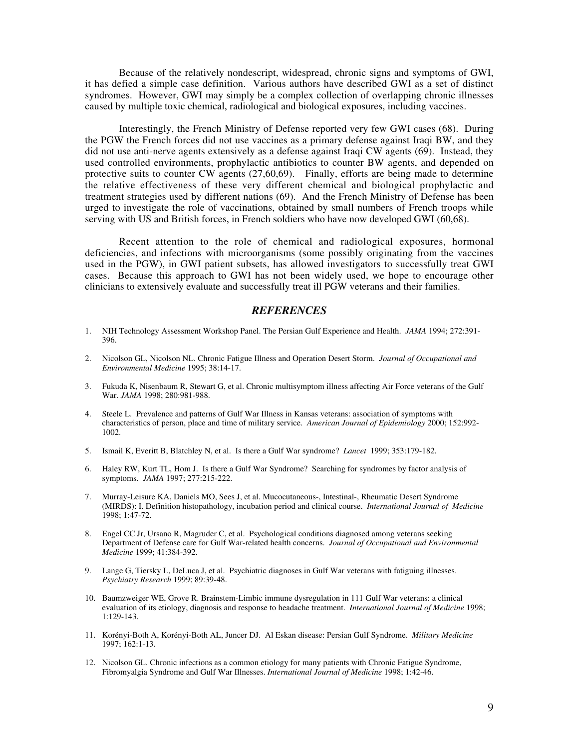Because of the relatively nondescript, widespread, chronic signs and symptoms of GWI, it has defied a simple case definition. Various authors have described GWI as a set of distinct syndromes. However, GWI may simply be a complex collection of overlapping chronic illnesses caused by multiple toxic chemical, radiological and biological exposures, including vaccines.

Interestingly, the French Ministry of Defense reported very few GWI cases (68). During the PGW the French forces did not use vaccines as a primary defense against Iraqi BW, and they did not use anti-nerve agents extensively as a defense against Iraqi CW agents (69). Instead, they used controlled environments, prophylactic antibiotics to counter BW agents, and depended on protective suits to counter CW agents (27,60,69). Finally, efforts are being made to determine the relative effectiveness of these very different chemical and biological prophylactic and treatment strategies used by different nations (69). And the French Ministry of Defense has been urged to investigate the role of vaccinations, obtained by small numbers of French troops while serving with US and British forces, in French soldiers who have now developed GWI (60,68).

Recent attention to the role of chemical and radiological exposures, hormonal deficiencies, and infections with microorganisms (some possibly originating from the vaccines used in the PGW), in GWI patient subsets, has allowed investigators to successfully treat GWI cases. Because this approach to GWI has not been widely used, we hope to encourage other clinicians to extensively evaluate and successfully treat ill PGW veterans and their families.

## *REFERENCES*

1. NIH Technology Assessment Workshop Panel. The Persian Gulf Experience and Health. *JAMA* 1994; 272:391-396.
2. Nicolson GL, Nicolson NL. Chronic Fatigue Illness and Operation Desert Storm. *Journal of Occupational and Environmental Medicine* 1995; 38:14-17.
3. Fukuda K, Nisenbaum R, Stewart G, et al. Chronic multisymptom illness affecting Air Force veterans of the Gulf War. *JAMA* 1998; 280:981-988.
4. Steele L. Prevalence and patterns of Gulf War Illness in Kansas veterans: association of symptoms with characteristics of person, place and time of military service. *American Journal of Epidemiology* 2000; 152:992-1002.
5. Ismail K, Everitt B, Blatchley N, et al. Is there a Gulf War syndrome? *Lancet* 1999; 353:179-182.
6. Haley RW, Kurt TL, Hom J. Is there a Gulf War Syndrome? Searching for syndromes by factor analysis of symptoms. *JAMA* 1997; 277:215-222.
7. Murray-Leisure KA, Daniels MO, Sees J, et al. Mucocutaneous-, Intestinal-, Rheumatic Desert Syndrome (MIRDS): I. Definition histopathology, incubation period and clinical course. *International Journal of Medicine* 1998; 1:47-72.
8. Engel CC Jr, Ursano R, Magruder C, et al. Psychological conditions diagnosed among veterans seeking Department of Defense care for Gulf War-related health concerns. *Journal of Occupational and Environmental Medicine* 1999; 41:384-392.
9. Lange G, Tiersky L, DeLuca J, et al. Psychiatric diagnoses in Gulf War veterans with fatiguing illnesses. *Psychiatry Research* 1999; 89:39-48.
10. Baumzweiger WE, Grove R. Brainstem-Limbic immune dysregulation in 111 Gulf War veterans: a clinical evaluation of its etiology, diagnosis and response to headache treatment. *International Journal of Medicine* 1998; 1:129-143.
11. Korényi-Both A, Korényi-Both AL, Juncer DJ. Al Eskan disease: Persian Gulf Syndrome. *Military Medicine* 1997; 162:1-13.
12. Nicolson GL. Chronic infections as a common etiology for many patients with Chronic Fatigue Syndrome, Fibromyalgia Syndrome and Gulf War Illnesses. *International Journal of Medicine* 1998; 1:42-46.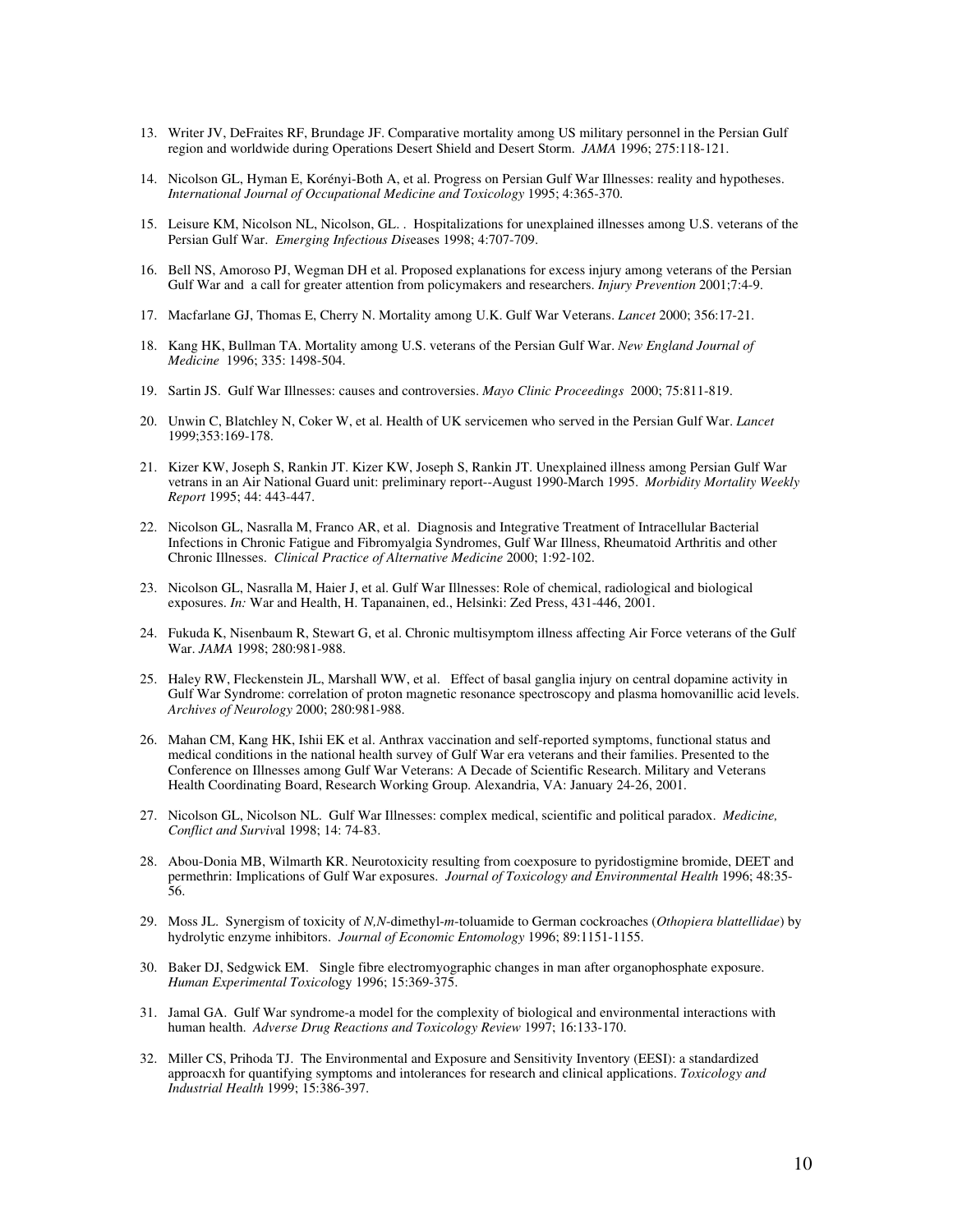13. Writer JV, DeFraites RF, Brundage JF. Comparative mortality among US military personnel in the Persian Gulf region and worldwide during Operations Desert Shield and Desert Storm. *JAMA* 1996; 275:118-121.

14. Nicolson GL, Hyman E, Korényi-Both A, et al. Progress on Persian Gulf War Illnesses: reality and hypotheses. *International Journal of Occupational Medicine and Toxicology* 1995; 4:365-370.

15. Leisure KM, Nicolson NL, Nicolson, GL. . Hospitalizations for unexplained illnesses among U.S. veterans of the Persian Gulf War. *Emerging Infectious Diseases* 1998; 4:707-709.

16. Bell NS, Amoroso PJ, Wegman DH et al. Proposed explanations for excess injury among veterans of the Persian Gulf War and a call for greater attention from policymakers and researchers. *Injury Prevention* 2001;7:4-9.

17. Macfarlane GJ, Thomas E, Cherry N. Mortality among U.K. Gulf War Veterans. *Lancet* 2000; 356:17-21.

18. Kang HK, Bullman TA. Mortality among U.S. veterans of the Persian Gulf War. *New England Journal of Medicine* 1996; 335: 1498-504.

19. Sartin JS. Gulf War Illnesses: causes and controversies. *Mayo Clinic Proceedings* 2000; 75:811-819.

20. Unwin C, Blatchley N, Coker W, et al. Health of UK servicemen who served in the Persian Gulf War. *Lancet* 1999;353:169-178.

21. Kizer KW, Joseph S, Rankin JT. Kizer KW, Joseph S, Rankin JT. Unexplained illness among Persian Gulf War vetrans in an Air National Guard unit: preliminary report--August 1990-March 1995. *Morbidity Mortality Weekly Report* 1995; 44: 443-447.

22. Nicolson GL, Nasralla M, Franco AR, et al. Diagnosis and Integrative Treatment of Intracellular Bacterial Infections in Chronic Fatigue and Fibromyalgia Syndromes, Gulf War Illness, Rheumatoid Arthritis and other Chronic Illnesses. *Clinical Practice of Alternative Medicine* 2000; 1:92-102.

23. Nicolson GL, Nasralla M, Haier J, et al. Gulf War Illnesses: Role of chemical, radiological and biological exposures. *In:* War and Health, H. Tapanainen, ed., Helsinki: Zed Press, 431-446, 2001.

24. Fukuda K, Nisenbaum R, Stewart G, et al. Chronic multisymptom illness affecting Air Force veterans of the Gulf War. *JAMA* 1998; 280:981-988.

25. Haley RW, Fleckenstein JL, Marshall WW, et al. Effect of basal ganglia injury on central dopamine activity in Gulf War Syndrome: correlation of proton magnetic resonance spectroscopy and plasma homovanillic acid levels. *Archives of Neurology* 2000; 280:981-988.

26. Mahan CM, Kang HK, Ishii EK et al. Anthrax vaccination and self-reported symptoms, functional status and medical conditions in the national health survey of Gulf War era veterans and their families. Presented to the Conference on Illnesses among Gulf War Veterans: A Decade of Scientific Research. Military and Veterans Health Coordinating Board, Research Working Group. Alexandria, VA: January 24-26, 2001.

27. Nicolson GL, Nicolson NL. Gulf War Illnesses: complex medical, scientific and political paradox. *Medicine, Conflict and Survival* 1998; 14: 74-83.

28. Abou-Donia MB, Wilmarth KR. Neurotoxicity resulting from coexposure to pyridostigmine bromide, DEET and permethrin: Implications of Gulf War exposures. *Journal of Toxicology and Environmental Health* 1996; 48:35-56.

29. Moss JL. Synergism of toxicity of *N,N*-dimethyl-*m*-toluamide to German cockroaches (*Othopiera blattellidae*) by hydrolytic enzyme inhibitors. *Journal of Economic Entomology* 1996; 89:1151-1155.

30. Baker DJ, Sedgwick EM. Single fibre electromyographic changes in man after organophosphate exposure. *Human Experimental Toxicology* 1996; 15:369-375.

31. Jamal GA. Gulf War syndrome-a model for the complexity of biological and environmental interactions with human health. *Adverse Drug Reactions and Toxicology Review* 1997; 16:133-170.

32. Miller CS, Prihoda TJ. The Environmental and Exposure and Sensitivity Inventory (EESI): a standardized approacxh for quantifying symptoms and intolerances for research and clinical applications. *Toxicology and Industrial Health* 1999; 15:386-397.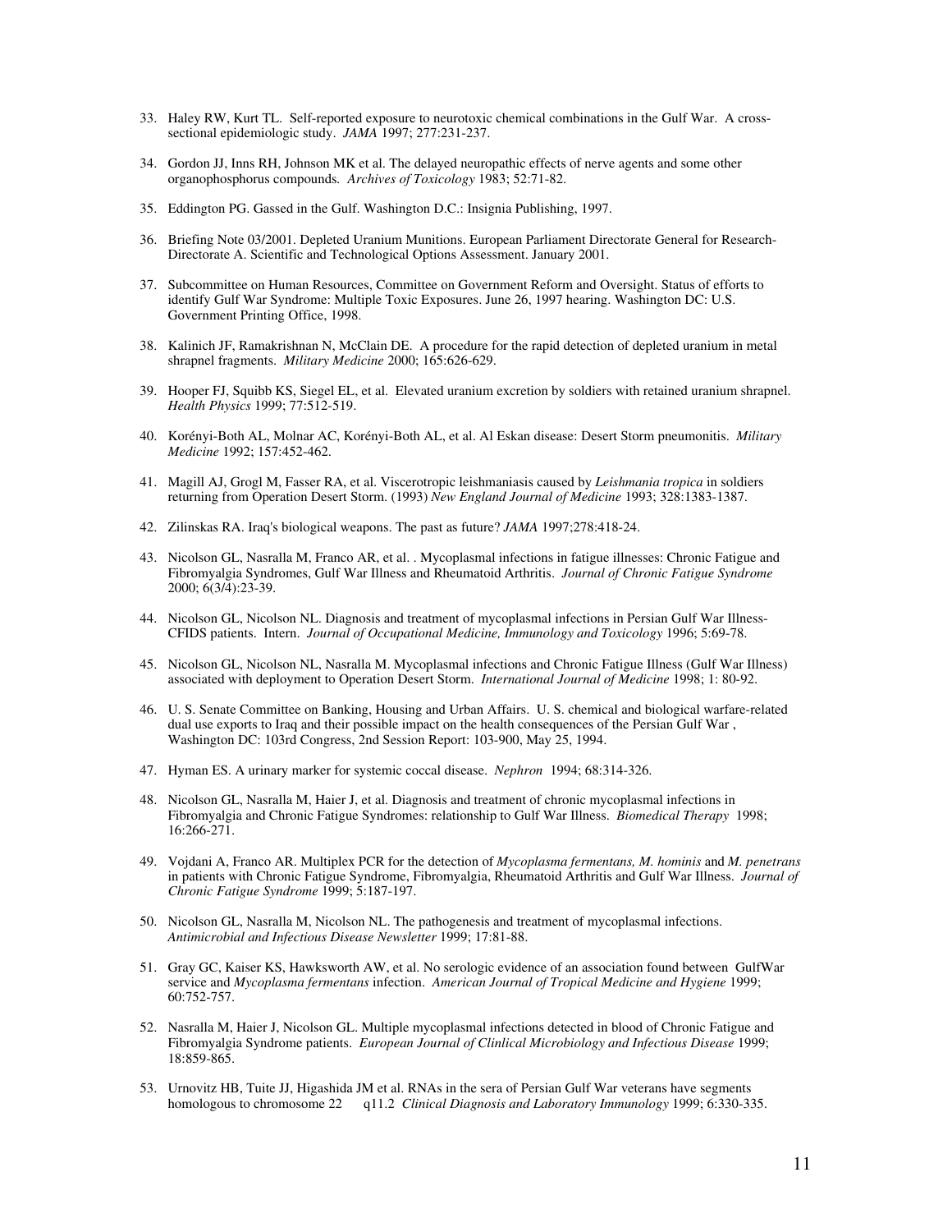33. Haley RW, Kurt TL. Self-reported exposure to neurotoxic chemical combinations in the Gulf War. A cross-sectional epidemiologic study. *JAMA* 1997; 277:231-237.

34. Gordon JJ, Inns RH, Johnson MK et al. The delayed neuropathic effects of nerve agents and some other organophosphorus compounds. *Archives of Toxicology* 1983; 52:71-82.

35. Eddington PG. Gassed in the Gulf. Washington D.C.: Insignia Publishing, 1997.

36. Briefing Note 03/2001. Depleted Uranium Munitions. European Parliament Directorate General for Research-Directorate A. Scientific and Technological Options Assessment. January 2001.

37. Subcommittee on Human Resources, Committee on Government Reform and Oversight. Status of efforts to identify Gulf War Syndrome: Multiple Toxic Exposures. June 26, 1997 hearing. Washington DC: U.S. Government Printing Office, 1998.

38. Kalinich JF, Ramakrishnan N, McClain DE. A procedure for the rapid detection of depleted uranium in metal shrapnel fragments. *Military Medicine* 2000; 165:626-629.

39. Hooper FJ, Squibb KS, Siegel EL, et al. Elevated uranium excretion by soldiers with retained uranium shrapnel. *Health Physics* 1999; 77:512-519.

40. Korényi-Both AL, Molnar AC, Korényi-Both AL, et al. Al Eskan disease: Desert Storm pneumonitis. *Military Medicine* 1992; 157:452-462.

41. Magill AJ, Grogl M, Fasser RA, et al. Viscerotropic leishmaniasis caused by *Leishmania tropica* in soldiers returning from Operation Desert Storm. (1993) *New England Journal of Medicine* 1993; 328:1383-1387.

42. Zilinskas RA. Iraq's biological weapons. The past as future? *JAMA* 1997;278:418-24.

43. Nicolson GL, Nasralla M, Franco AR, et al. . Mycoplasmal infections in fatigue illnesses: Chronic Fatigue and Fibromyalgia Syndromes, Gulf War Illness and Rheumatoid Arthritis. *Journal of Chronic Fatigue Syndrome* 2000; 6(3/4):23-39.

44. Nicolson GL, Nicolson NL. Diagnosis and treatment of mycoplasmal infections in Persian Gulf War Illness-CFIDS patients. Intern. *Journal of Occupational Medicine, Immunology and Toxicology* 1996; 5:69-78.

45. Nicolson GL, Nicolson NL, Nasralla M. Mycoplasmal infections and Chronic Fatigue Illness (Gulf War Illness) associated with deployment to Operation Desert Storm. *International Journal of Medicine* 1998; 1: 80-92.

46. U. S. Senate Committee on Banking, Housing and Urban Affairs. U. S. chemical and biological warfare-related dual use exports to Iraq and their possible impact on the health consequences of the Persian Gulf War , Washington DC: 103rd Congress, 2nd Session Report: 103-900, May 25, 1994.

47. Hyman ES. A urinary marker for systemic coccal disease. *Nephron* 1994; 68:314-326.

48. Nicolson GL, Nasralla M, Haier J, et al. Diagnosis and treatment of chronic mycoplasmal infections in Fibromyalgia and Chronic Fatigue Syndromes: relationship to Gulf War Illness. *Biomedical Therapy* 1998; 16:266-271.

49. Vojdani A, Franco AR. Multiplex PCR for the detection of *Mycoplasma fermentans, M. hominis* and *M. penetrans* in patients with Chronic Fatigue Syndrome, Fibromyalgia, Rheumatoid Arthritis and Gulf War Illness. *Journal of Chronic Fatigue Syndrome* 1999; 5:187-197.

50. Nicolson GL, Nasralla M, Nicolson NL. The pathogenesis and treatment of mycoplasmal infections. *Antimicrobial and Infectious Disease Newsletter* 1999; 17:81-88.

51. Gray GC, Kaiser KS, Hawksworth AW, et al. No serologic evidence of an association found between GulfWar service and *Mycoplasma fermentans* infection. *American Journal of Tropical Medicine and Hygiene* 1999; 60:752-757.

52. Nasralla M, Haier J, Nicolson GL. Multiple mycoplasmal infections detected in blood of Chronic Fatigue and Fibromyalgia Syndrome patients. *European Journal of Clinlical Microbiology and Infectious Disease* 1999; 18:859-865.

53. Urnovitz HB, Tuite JJ, Higashida JM et al. RNAs in the sera of Persian Gulf War veterans have segments homologous to chromosome 22 q11.2 *Clinical Diagnosis and Laboratory Immunology* 1999; 6:330-335.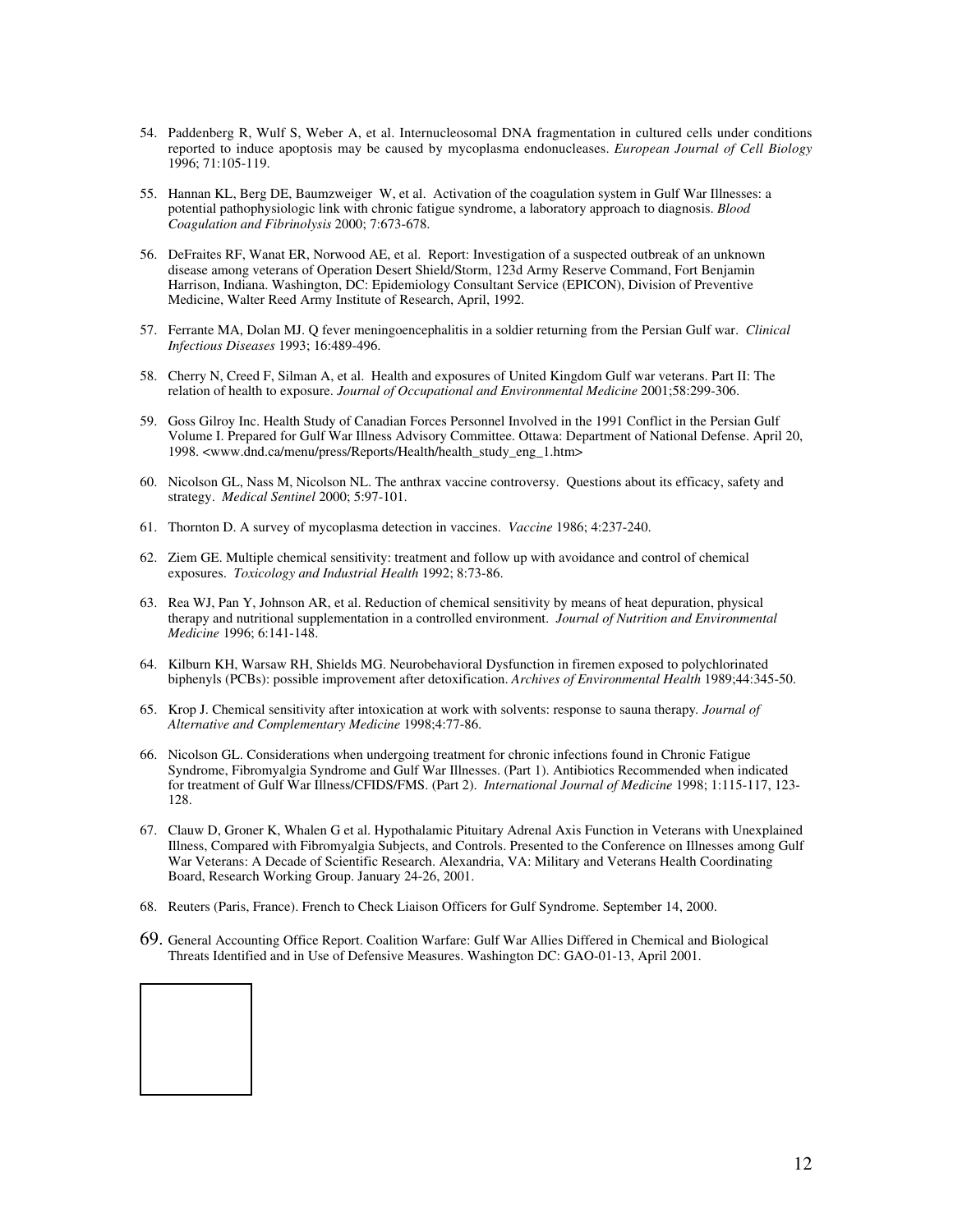54. Paddenberg R, Wulf S, Weber A, et al. Internucleosomal DNA fragmentation in cultured cells under conditions reported to induce apoptosis may be caused by mycoplasma endonucleases. *European Journal of Cell Biology* 1996; 71:105-119.

55. Hannan KL, Berg DE, Baumzweiger W, et al. Activation of the coagulation system in Gulf War Illnesses: a potential pathophysiologic link with chronic fatigue syndrome, a laboratory approach to diagnosis. *Blood Coagulation and Fibrinolysis* 2000; 7:673-678.

56. DeFraites RF, Wanat ER, Norwood AE, et al. Report: Investigation of a suspected outbreak of an unknown disease among veterans of Operation Desert Shield/Storm, 123d Army Reserve Command, Fort Benjamin Harrison, Indiana. Washington, DC: Epidemiology Consultant Service (EPICON), Division of Preventive Medicine, Walter Reed Army Institute of Research, April, 1992.

57. Ferrante MA, Dolan MJ. Q fever meningoencephalitis in a soldier returning from the Persian Gulf war. *Clinical Infectious Diseases* 1993; 16:489-496.

58. Cherry N, Creed F, Silman A, et al. Health and exposures of United Kingdom Gulf war veterans. Part II: The relation of health to exposure. *Journal of Occupational and Environmental Medicine* 2001;58:299-306.

59. Goss Gilroy Inc. Health Study of Canadian Forces Personnel Involved in the 1991 Conflict in the Persian Gulf Volume I. Prepared for Gulf War Illness Advisory Committee. Ottawa: Department of National Defense. April 20, 1998. <www.dnd.ca/menu/press/Reports/Health/health_study_eng_1.htm>

60. Nicolson GL, Nass M, Nicolson NL. The anthrax vaccine controversy. Questions about its efficacy, safety and strategy. *Medical Sentinel* 2000; 5:97-101.

61. Thornton D. A survey of mycoplasma detection in vaccines. *Vaccine* 1986; 4:237-240.

62. Ziem GE. Multiple chemical sensitivity: treatment and follow up with avoidance and control of chemical exposures. *Toxicology and Industrial Health* 1992; 8:73-86.

63. Rea WJ, Pan Y, Johnson AR, et al. Reduction of chemical sensitivity by means of heat depuration, physical therapy and nutritional supplementation in a controlled environment. *Journal of Nutrition and Environmental Medicine* 1996; 6:141-148.

64. Kilburn KH, Warsaw RH, Shields MG. Neurobehavioral Dysfunction in firemen exposed to polychlorinated biphenyls (PCBs): possible improvement after detoxification. *Archives of Environmental Health* 1989;44:345-50.

65. Krop J. Chemical sensitivity after intoxication at work with solvents: response to sauna therapy. *Journal of Alternative and Complementary Medicine* 1998;4:77-86.

66. Nicolson GL. Considerations when undergoing treatment for chronic infections found in Chronic Fatigue Syndrome, Fibromyalgia Syndrome and Gulf War Illnesses. (Part 1). Antibiotics Recommended when indicated for treatment of Gulf War Illness/CFIDS/FMS. (Part 2). *International Journal of Medicine* 1998; 1:115-117, 123-128.

67. Clauw D, Groner K, Whalen G et al. Hypothalamic Pituitary Adrenal Axis Function in Veterans with Unexplained Illness, Compared with Fibromyalgia Subjects, and Controls. Presented to the Conference on Illnesses among Gulf War Veterans: A Decade of Scientific Research. Alexandria, VA: Military and Veterans Health Coordinating Board, Research Working Group. January 24-26, 2001.

68. Reuters (Paris, France). French to Check Liaison Officers for Gulf Syndrome. September 14, 2000.

69. General Accounting Office Report. Coalition Warfare: Gulf War Allies Differed in Chemical and Biological Threats Identified and in Use of Defensive Measures. Washington DC: GAO-01-13, April 2001.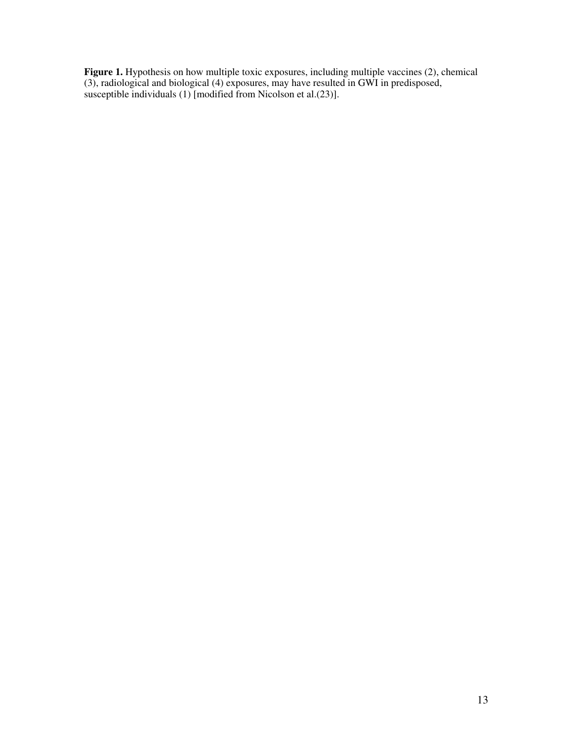**Figure 1.** Hypothesis on how multiple toxic exposures, including multiple vaccines (2), chemical (3), radiological and biological (4) exposures, may have resulted in GWI in predisposed, susceptible individuals (1) [modified from Nicolson et al.(23)].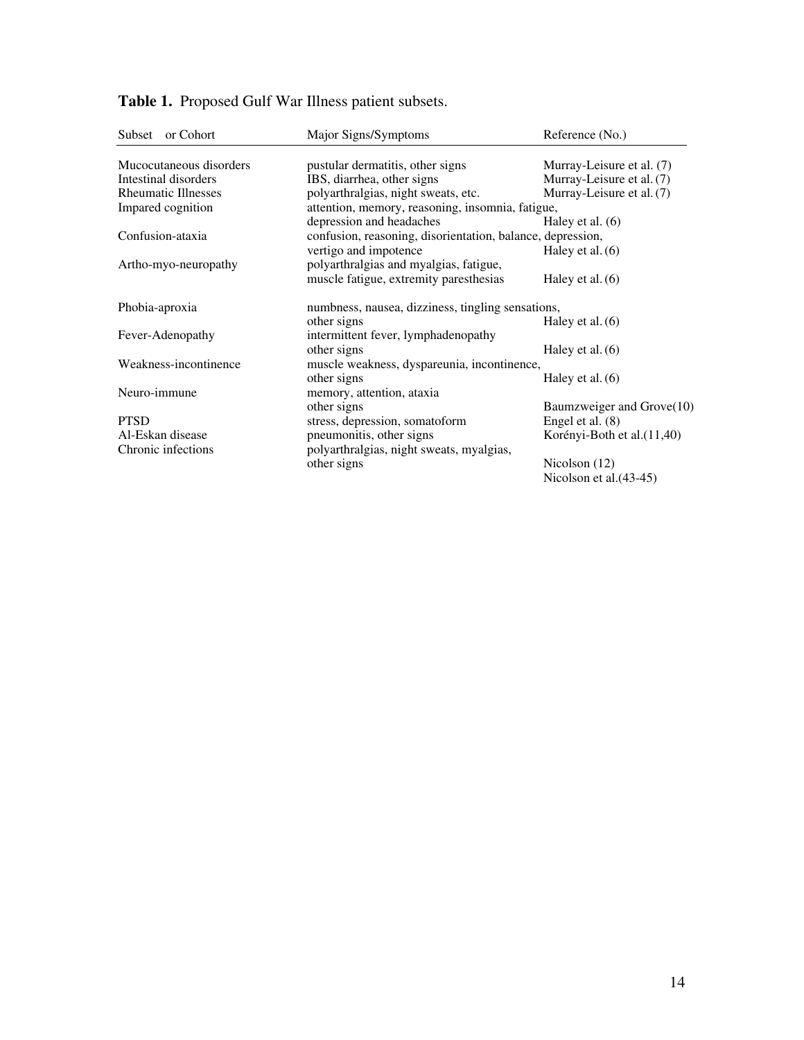**Table 1.** Proposed Gulf War Illness patient subsets.

| Subset or Cohort | Major Signs/Symptoms | Reference (No.) |
|---|---|---|
| Mucocutaneous disorders | pustular dermatitis, other signs | Murray-Leisure et al. (7) |
| Intestinal disorders | IBS, diarrhea, other signs | Murray-Leisure et al. (7) |
| Rheumatic Illnesses | polyarthralgias, night sweats, etc. | Murray-Leisure et al. (7) |
| Impared cognition | attention, memory, reasoning, insomnia, fatigue, depression and headaches | Haley et al. (6) |
| Confusion-ataxia | confusion, reasoning, disorientation, balance, depression, vertigo and impotence | Haley et al. (6) |
| Artho-myo-neuropathy | polyarthralgias and myalgias, fatigue, muscle fatigue, extremity paresthesias | Haley et al. (6) |
| Phobia-aproxia | numbness, nausea, dizziness, tingling sensations, other signs | Haley et al. (6) |
| Fever-Adenopathy | intermittent fever, lymphadenopathy other signs | Haley et al. (6) |
| Weakness-incontinence | muscle weakness, dyspareunia, incontinence, other signs | Haley et al. (6) |
| Neuro-immune | memory, attention, ataxia other signs | Baumzweiger and Grove(10) |
| PTSD | stress, depression, somatoform | Engel et al. (8) |
| Al-Eskan disease | pneumonitis, other signs | Korényi-Both et al.(11,40) |
| Chronic infections | polyarthralgias, night sweats, myalgias, other signs | Nicolson (12) Nicolson et al.(43-45) |